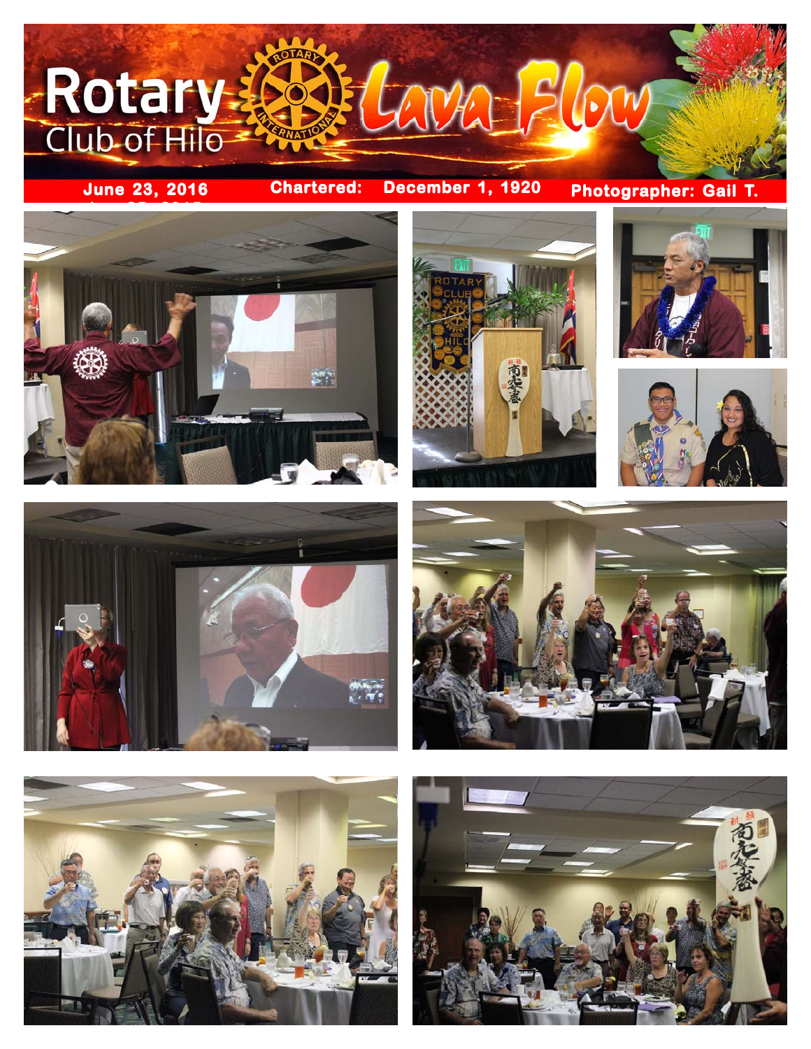# Rotary Club of Hilo — Lava Flow

**June 23, 2016** | **Chartered: December 1, 1920** | **Photographer: Gail T.**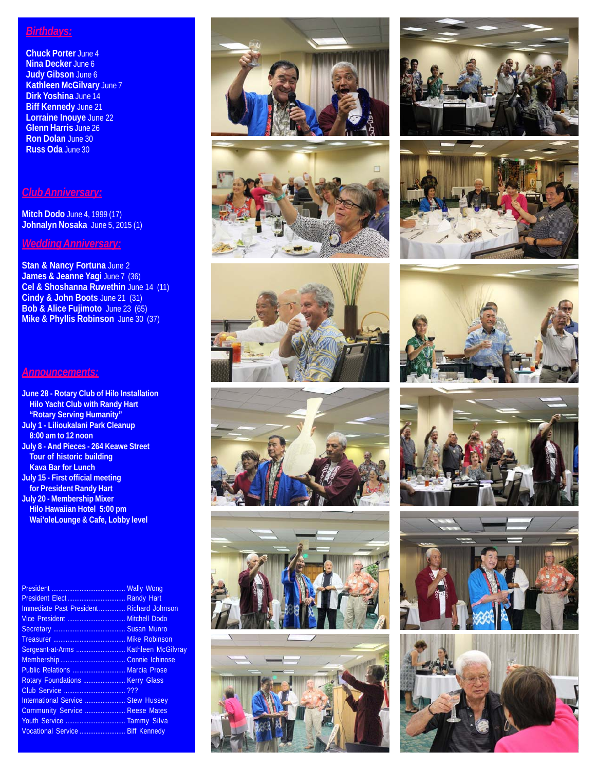## Birthdays:

**Chuck Porter** June 4
**Nina Decker** June 6
**Judy Gibson** June 6
**Kathleen McGilvary** June 7
**Dirk Yoshina** June 14
**Biff Kennedy** June 21
**Lorraine Inouye** June 22
**Glenn Harris** June 26
**Ron Dolan** June 30
**Russ Oda** June 30

## Club Anniversary:

**Mitch Dodo** June 4, 1999 (17)
**Johnalyn Nosaka** June 5, 2015 (1)

## Wedding Anniversary:

**Stan & Nancy Fortuna** June 2
**James & Jeanne Yagi** June 7 (36)
**Cel & Shoshanna Ruwethin** June 14 (11)
**Cindy & John Boots** June 21 (31)
**Bob & Alice Fujimoto** June 23 (65)
**Mike & Phyllis Robinson** June 30 (37)

## Announcements:

**June 28 - Rotary Club of Hilo Installation**
**Hilo Yacht Club with Randy Hart**
**"Rotary Serving Humanity"**
**July 1 - Lilioukalani Park Cleanup**
**8:00 am to 12 noon**
**July 8 - And Pieces - 264 Keawe Street**
**Tour of historic building**
**Kava Bar for Lunch**
**July 15 - First official meeting**
**for President Randy Hart**
**July 20 - Membership Mixer**
**Hilo Hawaiian Hotel 5:00 pm**
**Wai'oleLounge & Cafe, Lobby level**

| | |
|---|---|
| President | Wally Wong |
| President Elect | Randy Hart |
| Immediate Past President | Richard Johnson |
| Vice President | Mitchell Dodo |
| Secretary | Susan Munro |
| Treasurer | Mike Robinson |
| Sergeant-at-Arms | Kathleen McGilvray |
| Membership | Connie Ichinose |
| Public Relations | Marcia Prose |
| Rotary Foundations | Kerry Glass |
| Club Service | ??? |
| International Service | Stew Hussey |
| Community Service | Reese Mates |
| Youth Service | Tammy Silva |
| Vocational Service | Biff Kennedy |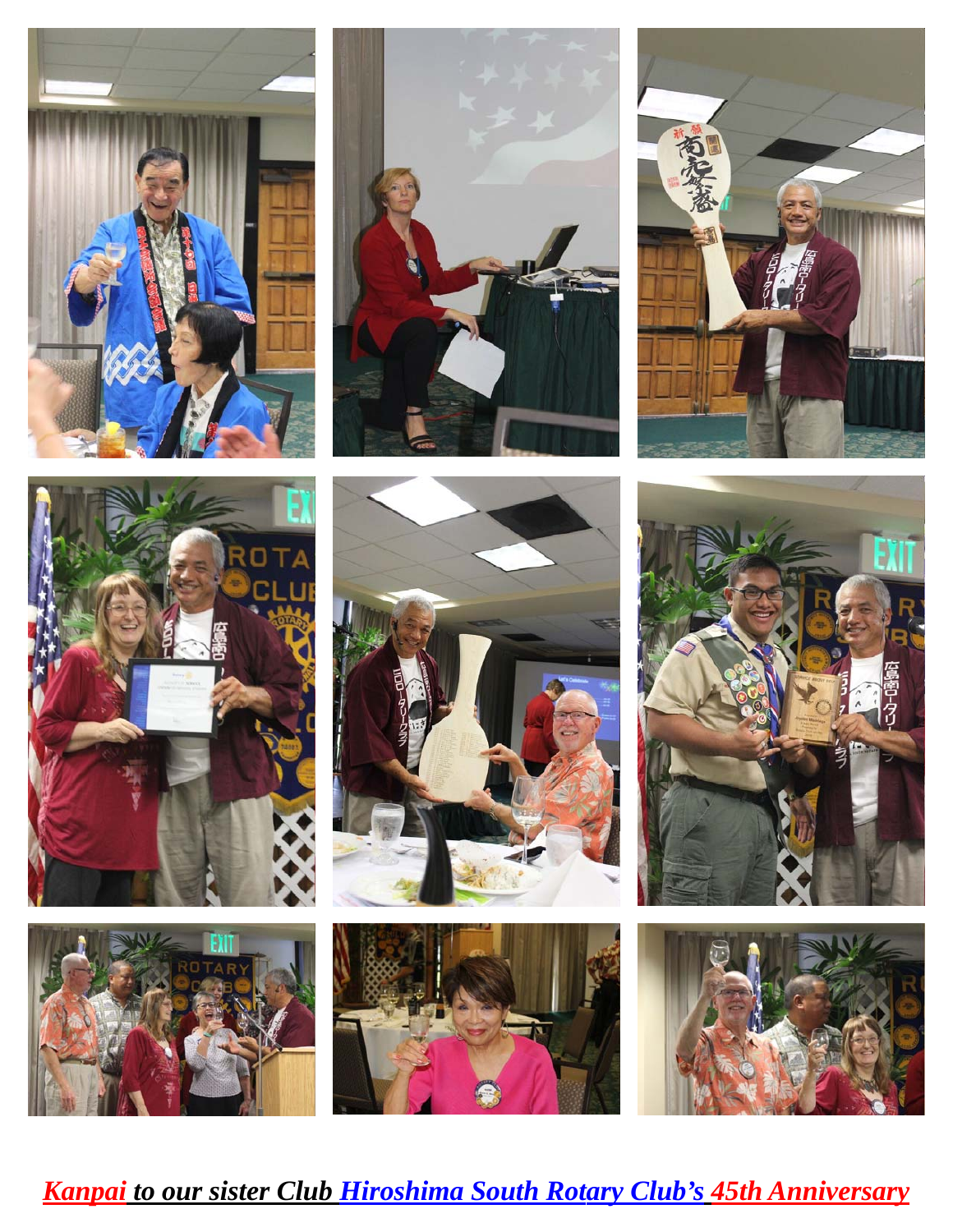***Kanpai to our sister Club Hiroshima South Rotary Club's 45th Anniversary***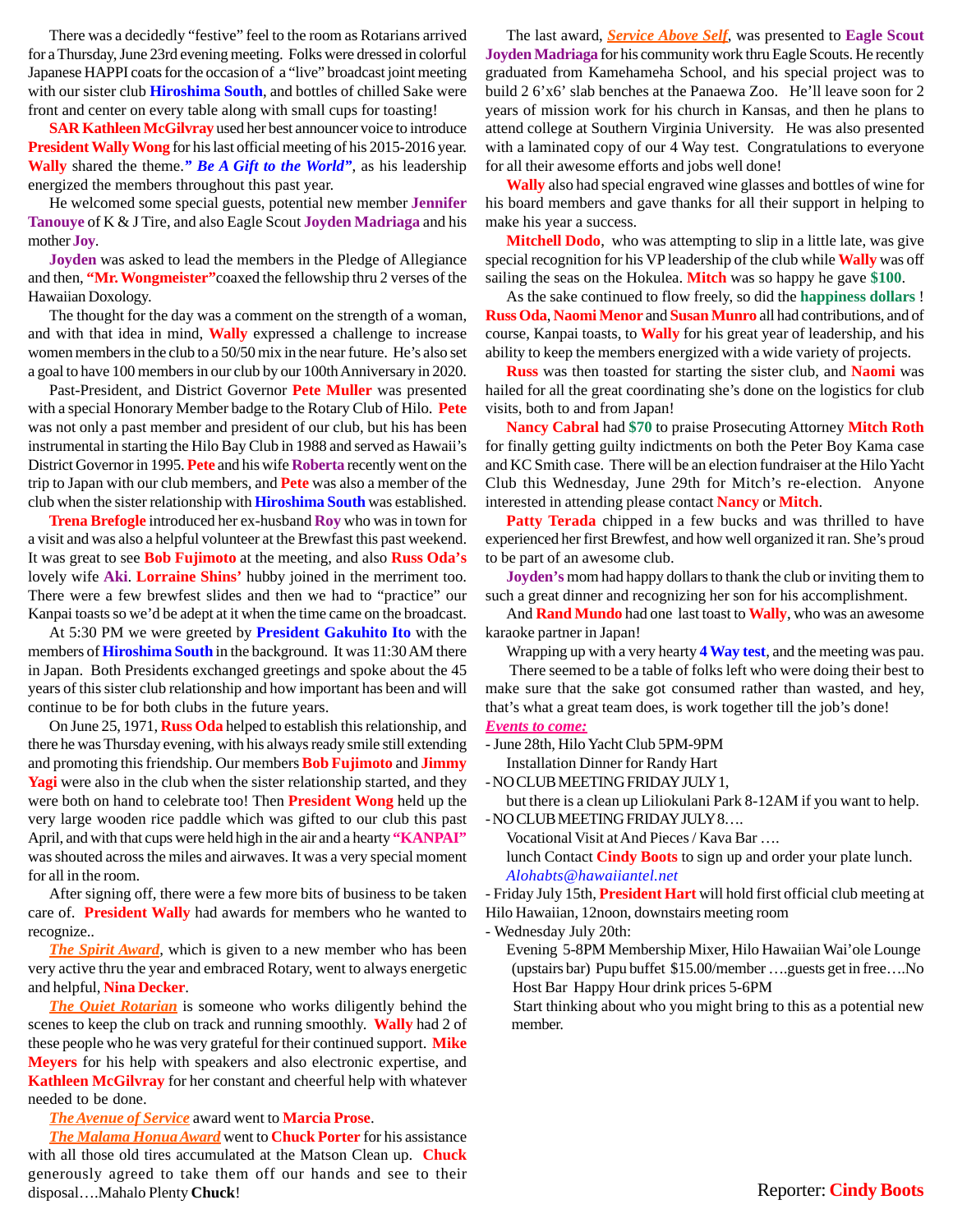There was a decidedly "festive" feel to the room as Rotarians arrived for a Thursday, June 23rd evening meeting. Folks were dressed in colorful Japanese HAPPI coats for the occasion of a "live" broadcast joint meeting with our sister club **Hiroshima South**, and bottles of chilled Sake were front and center on every table along with small cups for toasting!

**SAR Kathleen McGilvray** used her best announcer voice to introduce **President Wally Wong** for his last official meeting of his 2015-2016 year. **Wally** shared the theme.***" Be A Gift to the World"***, as his leadership energized the members throughout this past year.

He welcomed some special guests, potential new member **Jennifer Tanouye** of K & J Tire, and also Eagle Scout **Joyden Madriaga** and his mother **Joy**.

**Joyden** was asked to lead the members in the Pledge of Allegiance and then, **"Mr. Wongmeister"**coaxed the fellowship thru 2 verses of the Hawaiian Doxology.

The thought for the day was a comment on the strength of a woman, and with that idea in mind, **Wally** expressed a challenge to increase women members in the club to a 50/50 mix in the near future. He's also set a goal to have 100 members in our club by our 100th Anniversary in 2020.

Past-President, and District Governor **Pete Muller** was presented with a special Honorary Member badge to the Rotary Club of Hilo. **Pete** was not only a past member and president of our club, but his has been instrumental in starting the Hilo Bay Club in 1988 and served as Hawaii's District Governor in 1995. **Pete** and his wife **Roberta** recently went on the trip to Japan with our club members, and **Pete** was also a member of the club when the sister relationship with **Hiroshima South** was established.

**Trena Brefogle** introduced her ex-husband **Roy** who was in town for a visit and was also a helpful volunteer at the Brewfast this past weekend. It was great to see **Bob Fujimoto** at the meeting, and also **Russ Oda's** lovely wife **Aki**. **Lorraine Shins'** hubby joined in the merriment too. There were a few brewfest slides and then we had to "practice" our Kanpai toasts so we'd be adept at it when the time came on the broadcast.

At 5:30 PM we were greeted by **President Gakuhito Ito** with the members of **Hiroshima South** in the background. It was 11:30 AM there in Japan. Both Presidents exchanged greetings and spoke about the 45 years of this sister club relationship and how important has been and will continue to be for both clubs in the future years.

On June 25, 1971, **Russ Oda** helped to establish this relationship, and there he was Thursday evening, with his always ready smile still extending and promoting this friendship. Our members **Bob Fujimoto** and **Jimmy Yagi** were also in the club when the sister relationship started, and they were both on hand to celebrate too! Then **President Wong** held up the very large wooden rice paddle which was gifted to our club this past April, and with that cups were held high in the air and a hearty **"KANPAI"** was shouted across the miles and airwaves. It was a very special moment for all in the room.

After signing off, there were a few more bits of business to be taken care of. **President Wally** had awards for members who he wanted to recognize..

***The Spirit Award***, which is given to a new member who has been very active thru the year and embraced Rotary, went to always energetic and helpful, **Nina Decker**.

***The Quiet Rotarian*** is someone who works diligently behind the scenes to keep the club on track and running smoothly. **Wally** had 2 of these people who he was very grateful for their continued support. **Mike Meyers** for his help with speakers and also electronic expertise, and **Kathleen McGilvray** for her constant and cheerful help with whatever needed to be done.

***The Avenue of Service*** award went to **Marcia Prose**.

***The Malama Honua Award*** went to **Chuck Porter** for his assistance with all those old tires accumulated at the Matson Clean up. **Chuck** generously agreed to take them off our hands and see to their disposal….Mahalo Plenty **Chuck**!

The last award, ***Service Above Self***, was presented to **Eagle Scout Joyden Madriaga** for his community work thru Eagle Scouts. He recently graduated from Kamehameha School, and his special project was to build 2 6'x6' slab benches at the Panaewa Zoo. He'll leave soon for 2 years of mission work for his church in Kansas, and then he plans to attend college at Southern Virginia University. He was also presented with a laminated copy of our 4 Way test. Congratulations to everyone for all their awesome efforts and jobs well done!

**Wally** also had special engraved wine glasses and bottles of wine for his board members and gave thanks for all their support in helping to make his year a success.

**Mitchell Dodo**, who was attempting to slip in a little late, was give special recognition for his VP leadership of the club while **Wally** was off sailing the seas on the Hokulea. **Mitch** was so happy he gave **$100**.

As the sake continued to flow freely, so did the **happiness dollars** ! **Russ Oda**, **Naomi Menor** and **Susan Munro** all had contributions, and of course, Kanpai toasts, to **Wally** for his great year of leadership, and his ability to keep the members energized with a wide variety of projects.

**Russ** was then toasted for starting the sister club, and **Naomi** was hailed for all the great coordinating she's done on the logistics for club visits, both to and from Japan!

**Nancy Cabral** had **$70** to praise Prosecuting Attorney **Mitch Roth** for finally getting guilty indictments on both the Peter Boy Kama case and KC Smith case. There will be an election fundraiser at the Hilo Yacht Club this Wednesday, June 29th for Mitch's re-election. Anyone interested in attending please contact **Nancy** or **Mitch**.

**Patty Terada** chipped in a few bucks and was thrilled to have experienced her first Brewfest, and how well organized it ran. She's proud to be part of an awesome club.

**Joyden's** mom had happy dollars to thank the club or inviting them to such a great dinner and recognizing her son for his accomplishment.

And **Rand Mundo** had one last toast to **Wally**, who was an awesome karaoke partner in Japan!

Wrapping up with a very hearty **4 Way test**, and the meeting was pau.

There seemed to be a table of folks left who were doing their best to make sure that the sake got consumed rather than wasted, and hey, that's what a great team does, is work together till the job's done!

***Events to come:***

- June 28th, Hilo Yacht Club 5PM-9PM
  Installation Dinner for Randy Hart
- NO CLUB MEETING FRIDAY JULY 1,
  but there is a clean up Liliokulani Park 8-12AM if you want to help.
- NO CLUB MEETING FRIDAY JULY 8….
  Vocational Visit at And Pieces / Kava Bar ….
  lunch Contact **Cindy Boots** to sign up and order your plate lunch.
  *Alohabts@hawaiiantel.net*
- Friday July 15th, **President Hart** will hold first official club meeting at Hilo Hawaiian, 12noon, downstairs meeting room
- Wednesday July 20th:
  Evening 5-8PM Membership Mixer, Hilo Hawaiian Wai'ole Lounge (upstairs bar) Pupu buffet $15.00/member ….guests get in free….No Host Bar Happy Hour drink prices 5-6PM
  Start thinking about who you might bring to this as a potential new member.

Reporter: **Cindy Boots**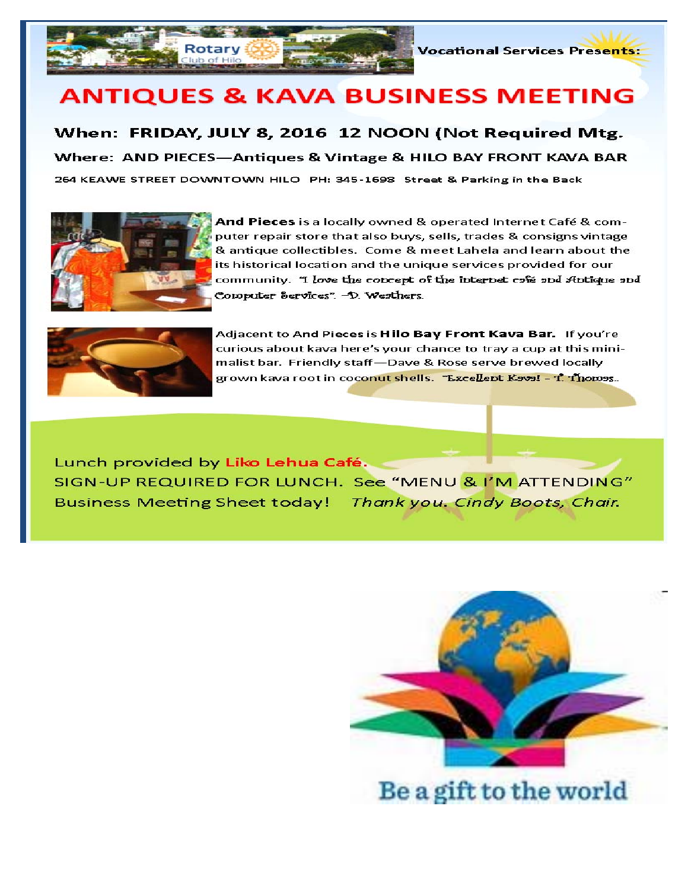Rotary Club of Hilo

Vocational Services Presents:

# ANTIQUES & KAVA BUSINESS MEETING

**When: FRIDAY, JULY 8, 2016 12 NOON (Not Required Mtg.**

**Where: AND PIECES—Antiques & Vintage & HILO BAY FRONT KAVA BAR**

264 KEAWE STREET DOWNTOWN HILO PH: 345-1698 Street & Parking in the Back

**And Pieces** is a locally owned & operated Internet Café & computer repair store that also buys, sells, trades & consigns vintage & antique collectibles. Come & meet Lahela and learn about the its historical location and the unique services provided for our community. *"I love the concept of the internet café and Antique and Computer Services". -D. Weathers.*

Adjacent to And Pieces is **Hilo Bay Front Kava Bar.** If you're curious about kava here's your chance to tray a cup at this minimalist bar. Friendly staff—Dave & Rose serve brewed locally grown kava root in coconut shells. *"Excellent Kava! - T. Thomas.*

Lunch provided by **Liko Lehua Café.**

SIGN-UP REQUIRED FOR LUNCH. See "MENU & I'M ATTENDING" Business Meeting Sheet today! *Thank you. Cindy Boots, Chair.*

Be a gift to the world